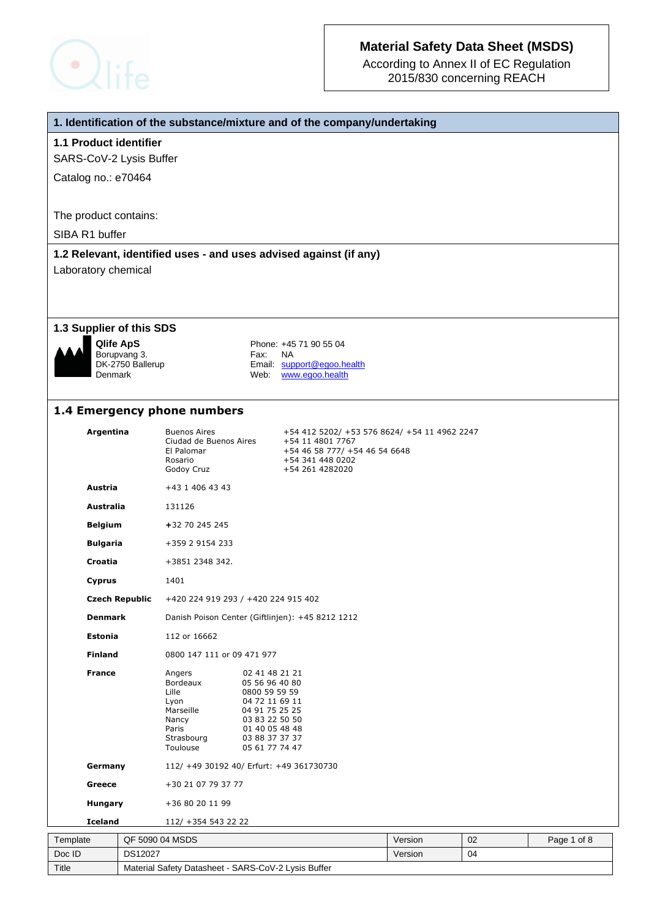# Material Safety Data Sheet (MSDS)

According to Annex II of EC Regulation 2015/830 concerning REACH

## 1. Identification of the substance/mixture and of the company/undertaking

### 1.1 Product identifier

SARS-CoV-2 Lysis Buffer

Catalog no.: e70464

The product contains:

SIBA R1 buffer

### 1.2 Relevant, identified uses - and uses advised against (if any)

Laboratory chemical

### 1.3 Supplier of this SDS

**Qlife ApS**
Borupvang 3.
DK-2750 Ballerup
Denmark

Phone: +45 71 90 55 04
Fax: NA
Email: support@egoo.health
Web: www.egoo.health

### 1.4 Emergency phone numbers

| Country | Location | Phone |
|---|---|---|
| **Argentina** | Buenos Aires | +54 412 5202/ +53 576 8624/ +54 11 4962 2247 |
| | Ciudad de Buenos Aires | +54 11 4801 7767 |
| | El Palomar | +54 46 58 777/ +54 46 54 6648 |
| | Rosario | +54 341 448 0202 |
| | Godoy Cruz | +54 261 4282020 |
| **Austria** | | +43 1 406 43 43 |
| **Australia** | | 131126 |
| **Belgium** | | +32 70 245 245 |
| **Bulgaria** | | +359 2 9154 233 |
| **Croatia** | | +3851 2348 342. |
| **Cyprus** | | 1401 |
| **Czech Republic** | | +420 224 919 293 / +420 224 915 402 |
| **Denmark** | | Danish Poison Center (Giftlinjen): +45 8212 1212 |
| **Estonia** | | 112 or 16662 |
| **Finland** | | 0800 147 111 or 09 471 977 |
| **France** | Angers | 02 41 48 21 21 |
| | Bordeaux | 05 56 96 40 80 |
| | Lille | 0800 59 59 59 |
| | Lyon | 04 72 11 69 11 |
| | Marseille | 04 91 75 25 25 |
| | Nancy | 03 83 22 50 50 |
| | Paris | 01 40 05 48 48 |
| | Strasbourg | 03 88 37 37 37 |
| | Toulouse | 05 61 77 74 47 |
| **Germany** | | 112/ +49 30192 40/ Erfurt: +49 361730730 |
| **Greece** | | +30 21 07 79 37 77 |
| **Hungary** | | +36 80 20 11 99 |
| **Iceland** | | 112/ +354 543 22 22 |

| Template | QF 5090 04 MSDS | Version | 02 |
|---|---|---|---|
| Doc ID | DS12027 | Version | 04 |
| Title | Material Safety Datasheet - SARS-CoV-2 Lysis Buffer | | |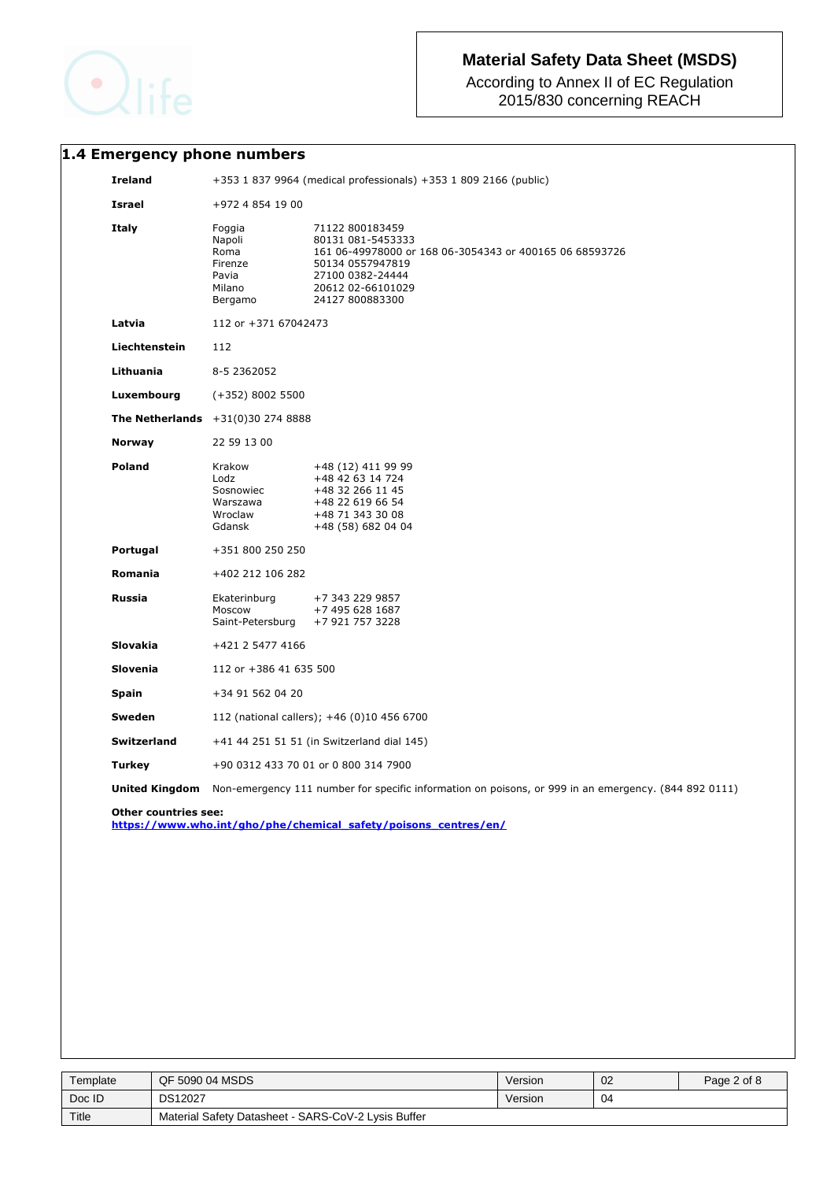## 1.4 Emergency phone numbers

| | | |
|---|---|---|
| **Ireland** | +353 1 837 9964 (medical professionals) +353 1 809 2166 (public) | |
| **Israel** | +972 4 854 19 00 | |
| **Italy** | Foggia | 71122 800183459 |
| | Napoli | 80131 081-5453333 |
| | Roma | 161 06-49978000 or 168 06-3054343 or 400165 06 68593726 |
| | Firenze | 50134 0557947819 |
| | Pavia | 27100 0382-24444 |
| | Milano | 20612 02-66101029 |
| | Bergamo | 24127 800883300 |
| **Latvia** | 112 or +371 67042473 | |
| **Liechtenstein** | 112 | |
| **Lithuania** | 8-5 2362052 | |
| **Luxembourg** | (+352) 8002 5500 | |
| **The Netherlands** | +31(0)30 274 8888 | |
| **Norway** | 22 59 13 00 | |
| **Poland** | Krakow | +48 (12) 411 99 99 |
| | Lodz | +48 42 63 14 724 |
| | Sosnowiec | +48 32 266 11 45 |
| | Warszawa | +48 22 619 66 54 |
| | Wroclaw | +48 71 343 30 08 |
| | Gdansk | +48 (58) 682 04 04 |
| **Portugal** | +351 800 250 250 | |
| **Romania** | +402 212 106 282 | |
| **Russia** | Ekaterinburg | +7 343 229 9857 |
| | Moscow | +7 495 628 1687 |
| | Saint-Petersburg | +7 921 757 3228 |
| **Slovakia** | +421 2 5477 4166 | |
| **Slovenia** | 112 or +386 41 635 500 | |
| **Spain** | +34 91 562 04 20 | |
| **Sweden** | 112 (national callers); +46 (0)10 456 6700 | |
| **Switzerland** | +41 44 251 51 51 (in Switzerland dial 145) | |
| **Turkey** | +90 0312 433 70 01 or 0 800 314 7900 | |
| **United Kingdom** | Non-emergency 111 number for specific information on poisons, or 999 in an emergency. (844 892 0111) | |

**Other countries see:**
**https://www.who.int/gho/phe/chemical_safety/poisons_centres/en/**

| Template | QF 5090 04 MSDS | Version | 02 |
|---|---|---|---|
| Doc ID | DS12027 | Version | 04 |
| Title | Material Safety Datasheet - SARS-CoV-2 Lysis Buffer | | |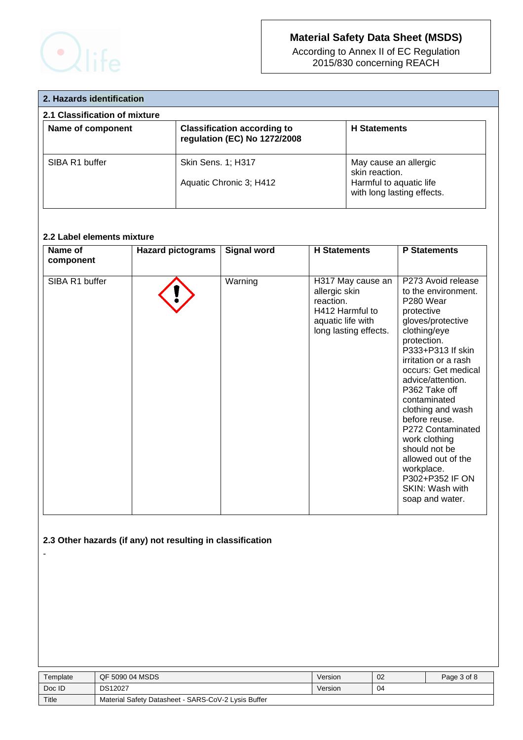## 2. Hazards identification

### 2.1 Classification of mixture

| Name of component | Classification according to regulation (EC) No 1272/2008 | H Statements |
|---|---|---|
| SIBA R1 buffer | Skin Sens. 1; H317<br>Aquatic Chronic 3; H412 | May cause an allergic skin reaction.<br>Harmful to aquatic life with long lasting effects. |

### 2.2 Label elements mixture

| Name of component | Hazard pictograms | Signal word | H Statements | P Statements |
|---|---|---|---|---|
| SIBA R1 buffer | | Warning | H317 May cause an allergic skin reaction.<br>H412 Harmful to aquatic life with long lasting effects. | P273 Avoid release to the environment.<br>P280 Wear protective gloves/protective clothing/eye protection.<br>P333+P313 If skin irritation or a rash occurs: Get medical advice/attention.<br>P362 Take off contaminated clothing and wash before reuse.<br>P272 Contaminated work clothing should not be allowed out of the workplace.<br>P302+P352 IF ON SKIN: Wash with soap and water. |

### 2.3 Other hazards (if any) not resulting in classification

-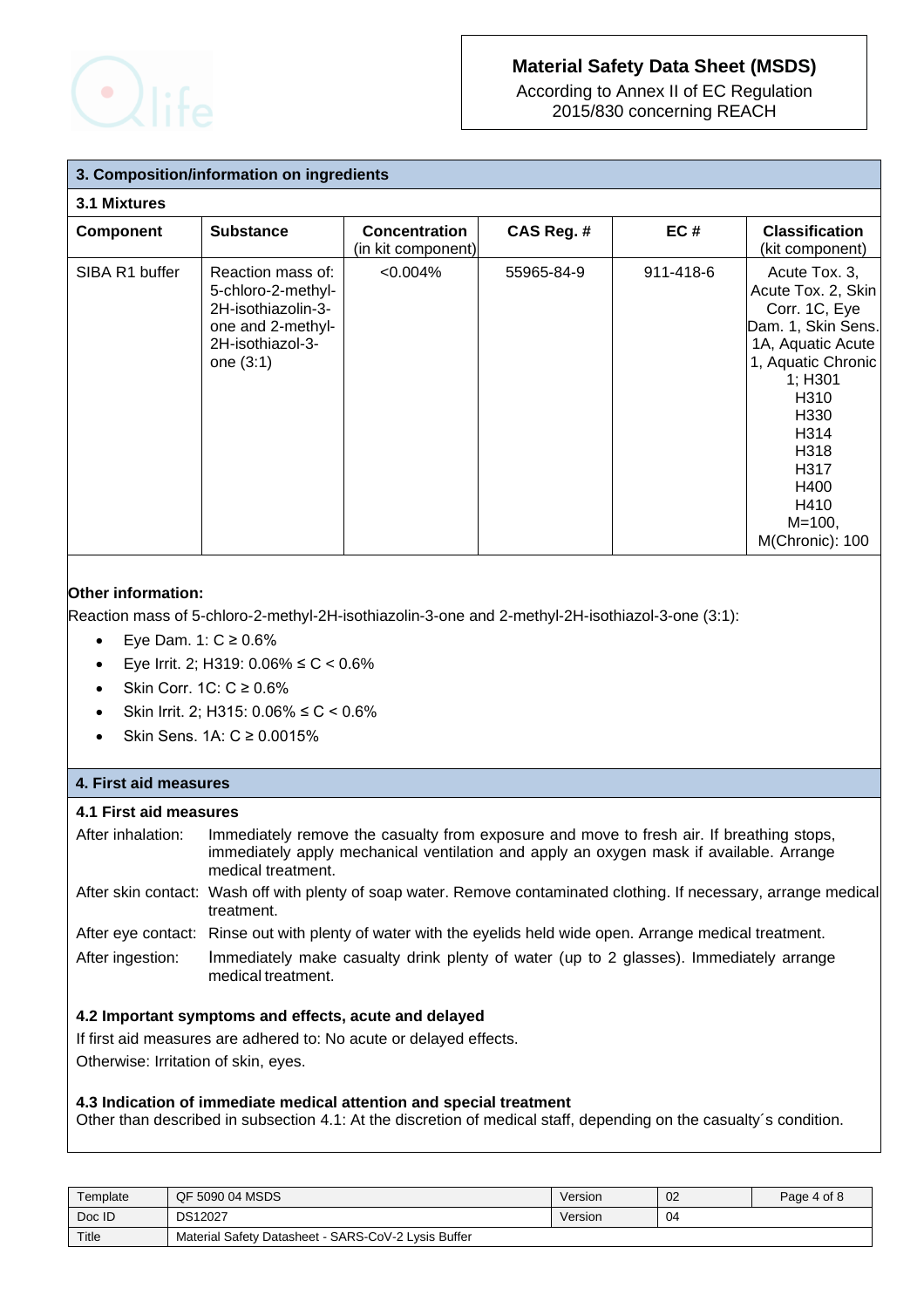## 3. Composition/information on ingredients

### 3.1 Mixtures

| Component | Substance | Concentration (in kit component) | CAS Reg. # | EC # | Classification (kit component) |
|---|---|---|---|---|---|
| SIBA R1 buffer | Reaction mass of: 5-chloro-2-methyl-2H-isothiazolin-3-one and 2-methyl-2H-isothiazol-3-one (3:1) | <0.004% | 55965-84-9 | 911-418-6 | Acute Tox. 3, Acute Tox. 2, Skin Corr. 1C, Eye Dam. 1, Skin Sens. 1A, Aquatic Acute 1, Aquatic Chronic 1; H301 H310 H330 H314 H318 H317 H400 H410 M=100, M(Chronic): 100 |

**Other information:**

Reaction mass of 5-chloro-2-methyl-2H-isothiazolin-3-one and 2-methyl-2H-isothiazol-3-one (3:1):

- Eye Dam. 1: C ≥ 0.6%
- Eye Irrit. 2; H319: 0.06% ≤ C < 0.6%
- Skin Corr. 1C: C ≥ 0.6%
- Skin Irrit. 2; H315: 0.06% ≤ C < 0.6%
- Skin Sens. 1A: C ≥ 0.0015%

## 4. First aid measures

### 4.1 First aid measures

After inhalation: Immediately remove the casualty from exposure and move to fresh air. If breathing stops, immediately apply mechanical ventilation and apply an oxygen mask if available. Arrange medical treatment.

After skin contact: Wash off with plenty of soap water. Remove contaminated clothing. If necessary, arrange medical treatment.

After eye contact: Rinse out with plenty of water with the eyelids held wide open. Arrange medical treatment.

After ingestion: Immediately make casualty drink plenty of water (up to 2 glasses). Immediately arrange medical treatment.

### 4.2 Important symptoms and effects, acute and delayed

If first aid measures are adhered to: No acute or delayed effects.

Otherwise: Irritation of skin, eyes.

### 4.3 Indication of immediate medical attention and special treatment

Other than described in subsection 4.1: At the discretion of medical staff, depending on the casualty´s condition.

| Template | QF 5090 04 MSDS | Version | 02 |
|---|---|---|---|
| Doc ID | DS12027 | Version | 04 |
| Title | Material Safety Datasheet - SARS-CoV-2 Lysis Buffer | | |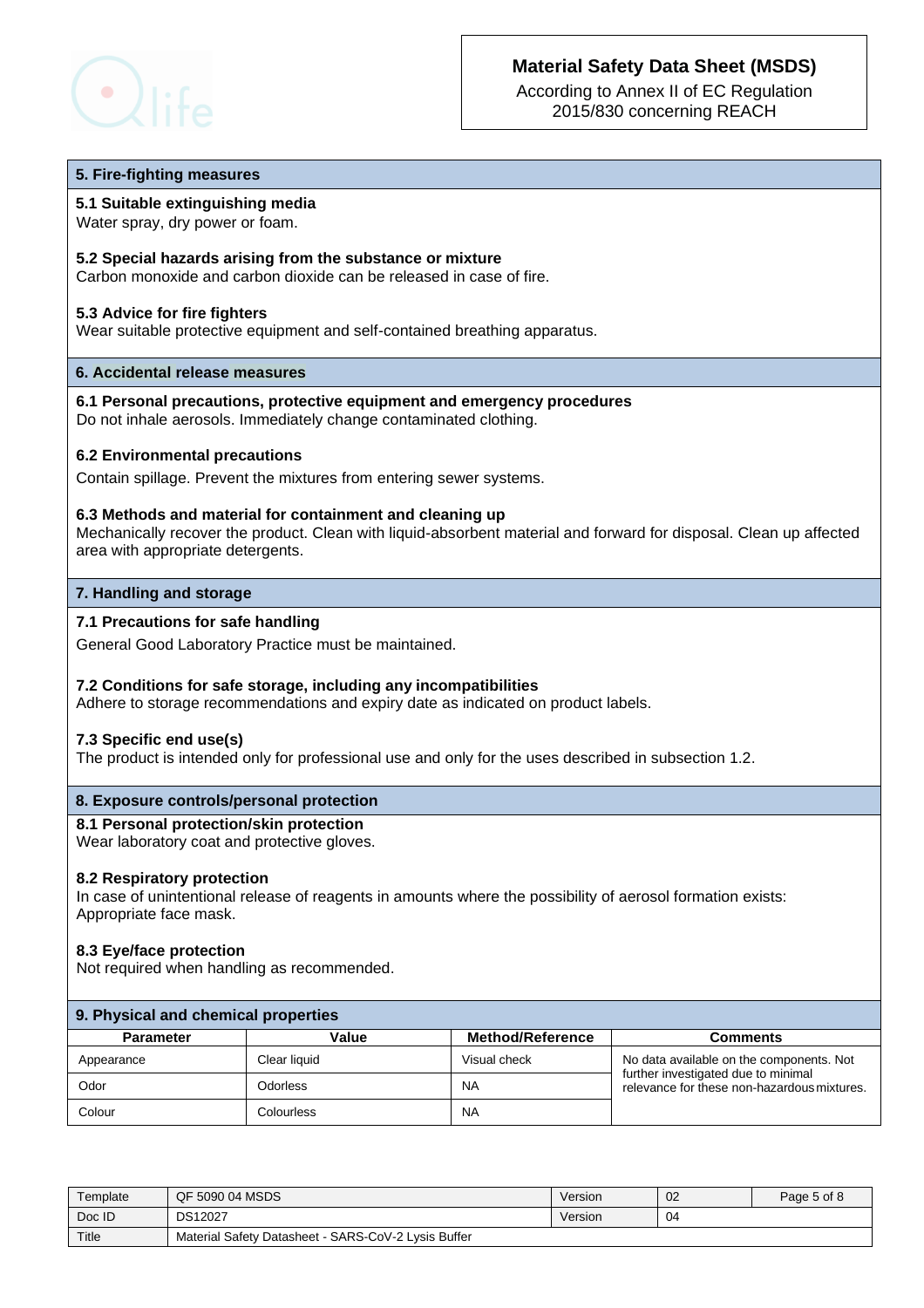## 5. Fire-fighting measures

### 5.1 Suitable extinguishing media

Water spray, dry power or foam.

### 5.2 Special hazards arising from the substance or mixture

Carbon monoxide and carbon dioxide can be released in case of fire.

### 5.3 Advice for fire fighters

Wear suitable protective equipment and self-contained breathing apparatus.

## 6. Accidental release measures

### 6.1 Personal precautions, protective equipment and emergency procedures

Do not inhale aerosols. Immediately change contaminated clothing.

### 6.2 Environmental precautions

Contain spillage. Prevent the mixtures from entering sewer systems.

### 6.3 Methods and material for containment and cleaning up

Mechanically recover the product. Clean with liquid-absorbent material and forward for disposal. Clean up affected area with appropriate detergents.

## 7. Handling and storage

### 7.1 Precautions for safe handling

General Good Laboratory Practice must be maintained.

### 7.2 Conditions for safe storage, including any incompatibilities

Adhere to storage recommendations and expiry date as indicated on product labels.

### 7.3 Specific end use(s)

The product is intended only for professional use and only for the uses described in subsection 1.2.

## 8. Exposure controls/personal protection

### 8.1 Personal protection/skin protection

Wear laboratory coat and protective gloves.

### 8.2 Respiratory protection

In case of unintentional release of reagents in amounts where the possibility of aerosol formation exists: Appropriate face mask.

### 8.3 Eye/face protection

Not required when handling as recommended.

## 9. Physical and chemical properties

| Parameter | Value | Method/Reference | Comments |
|---|---|---|---|
| Appearance | Clear liquid | Visual check | No data available on the components. Not further investigated due to minimal relevance for these non-hazardous mixtures. |
| Odor | Odorless | NA | |
| Colour | Colourless | NA | |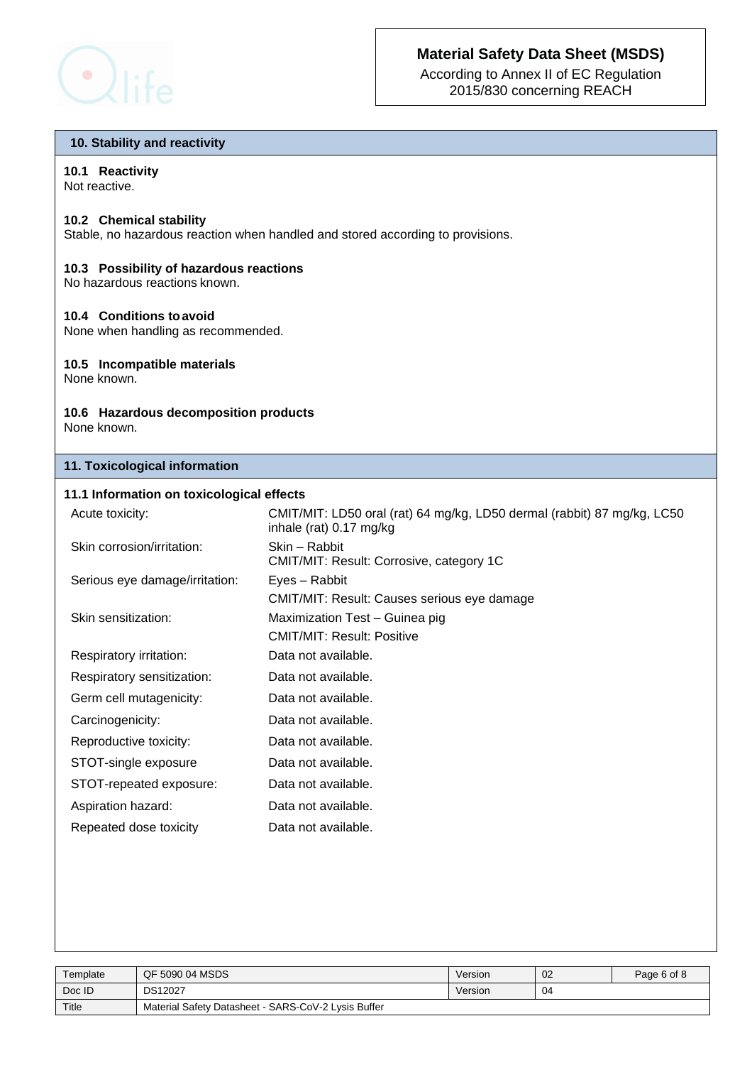## 10. Stability and reactivity

### 10.1 Reactivity

Not reactive.

### 10.2 Chemical stability

Stable, no hazardous reaction when handled and stored according to provisions.

### 10.3 Possibility of hazardous reactions

No hazardous reactions known.

### 10.4 Conditions to avoid

None when handling as recommended.

### 10.5 Incompatible materials

None known.

### 10.6 Hazardous decomposition products

None known.

## 11. Toxicological information

### 11.1 Information on toxicological effects

| | |
|---|---|
| Acute toxicity: | CMIT/MIT: LD50 oral (rat) 64 mg/kg, LD50 dermal (rabbit) 87 mg/kg, LC50 inhale (rat) 0.17 mg/kg |
| Skin corrosion/irritation: | Skin – Rabbit<br>CMIT/MIT: Result: Corrosive, category 1C |
| Serious eye damage/irritation: | Eyes – Rabbit<br>CMIT/MIT: Result: Causes serious eye damage |
| Skin sensitization: | Maximization Test – Guinea pig<br>CMIT/MIT: Result: Positive |
| Respiratory irritation: | Data not available. |
| Respiratory sensitization: | Data not available. |
| Germ cell mutagenicity: | Data not available. |
| Carcinogenicity: | Data not available. |
| Reproductive toxicity: | Data not available. |
| STOT-single exposure | Data not available. |
| STOT-repeated exposure: | Data not available. |
| Aspiration hazard: | Data not available. |
| Repeated dose toxicity | Data not available. |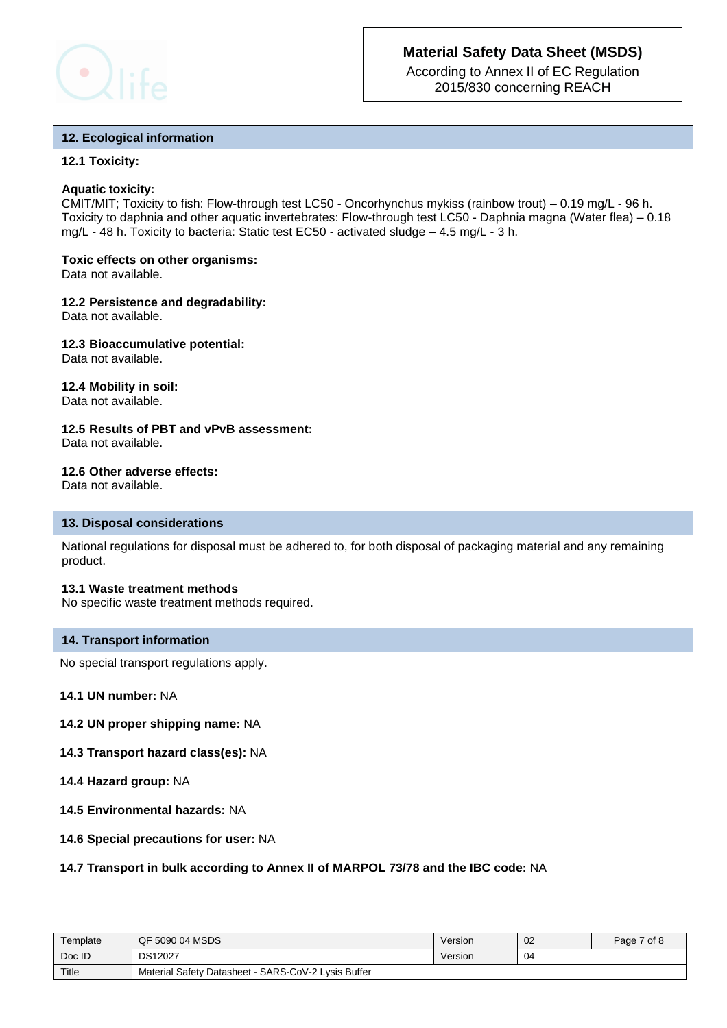## 12. Ecological information

### 12.1 Toxicity:

**Aquatic toxicity:**
CMIT/MIT; Toxicity to fish: Flow-through test LC50 - Oncorhynchus mykiss (rainbow trout) – 0.19 mg/L - 96 h. Toxicity to daphnia and other aquatic invertebrates: Flow-through test LC50 - Daphnia magna (Water flea) – 0.18 mg/L - 48 h. Toxicity to bacteria: Static test EC50 - activated sludge – 4.5 mg/L - 3 h.

**Toxic effects on other organisms:**
Data not available.

### 12.2 Persistence and degradability:
Data not available.

### 12.3 Bioaccumulative potential:
Data not available.

### 12.4 Mobility in soil:
Data not available.

### 12.5 Results of PBT and vPvB assessment:
Data not available.

### 12.6 Other adverse effects:
Data not available.

## 13. Disposal considerations

National regulations for disposal must be adhered to, for both disposal of packaging material and any remaining product.

### 13.1 Waste treatment methods
No specific waste treatment methods required.

## 14. Transport information

No special transport regulations apply.

**14.1 UN number:** NA

**14.2 UN proper shipping name:** NA

**14.3 Transport hazard class(es):** NA

**14.4 Hazard group:** NA

**14.5 Environmental hazards:** NA

**14.6 Special precautions for user:** NA

**14.7 Transport in bulk according to Annex II of MARPOL 73/78 and the IBC code:** NA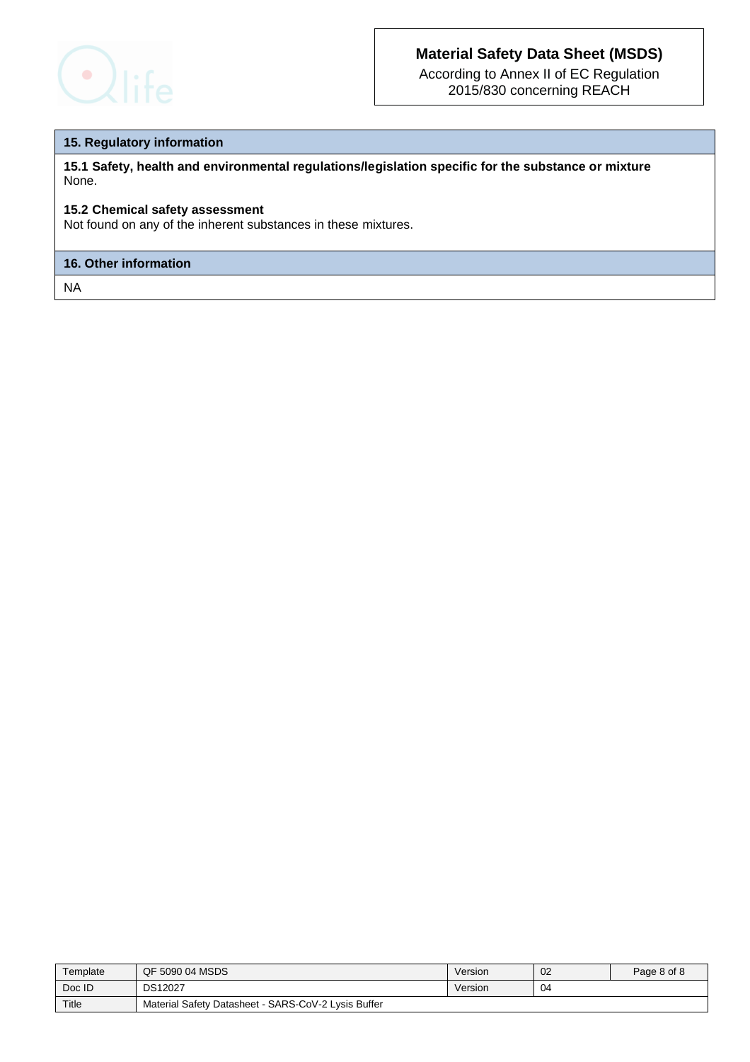## 15. Regulatory information

**15.1 Safety, health and environmental regulations/legislation specific for the substance or mixture**
None.

**15.2 Chemical safety assessment**
Not found on any of the inherent substances in these mixtures.

## 16. Other information

NA